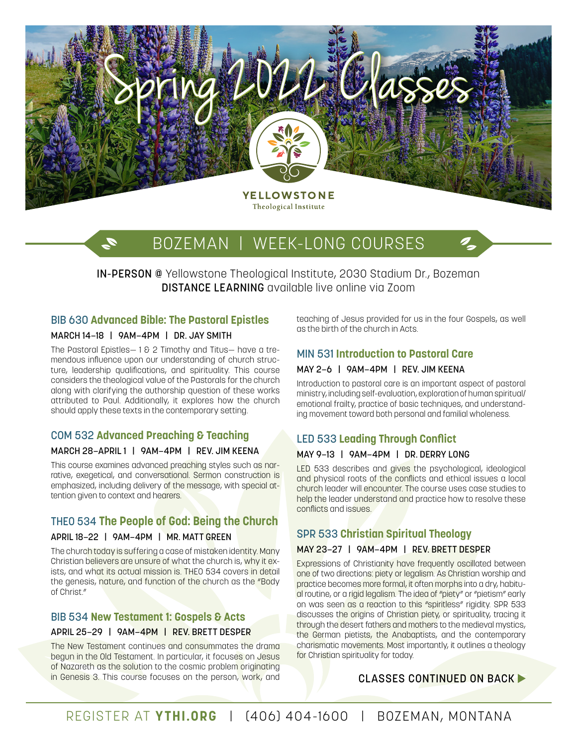# Spring 2022 Classes

YELLOWSTONE
Theological Institute

## BOZEMAN | WEEK-LONG COURSES

**IN-PERSON @** Yellowstone Theological Institute, 2030 Stadium Dr., Bozeman
**DISTANCE LEARNING** available live online via Zoom

### BIB 630 Advanced Bible: The Pastoral Epistles

**MARCH 14–18 | 9AM–4PM | DR. JAY SMITH**

The Pastoral Epistles— 1 & 2 Timothy and Titus— have a tremendous influence upon our understanding of church structure, leadership qualifications, and spirituality. This course considers the theological value of the Pastorals for the church along with clarifying the authorship question of these works attributed to Paul. Additionally, it explores how the church should apply these texts in the contemporary setting.

### COM 532 Advanced Preaching & Teaching

**MARCH 28–APRIL 1 | 9AM–4PM | REV. JIM KEENA**

This course examines advanced preaching styles such as narrative, exegetical, and conversational. Sermon construction is emphasized, including delivery of the message, with special attention given to context and hearers.

### THEO 534 The People of God: Being the Church

**APRIL 18–22 | 9AM–4PM | MR. MATT GREEN**

The church today is suffering a case of mistaken identity. Many Christian believers are unsure of what the church is, why it exists, and what its actual mission is. THEO 534 covers in detail the genesis, nature, and function of the church as the "Body of Christ."

### BIB 534 New Testament 1: Gospels & Acts

**APRIL 25–29 | 9AM–4PM | REV. BRETT DESPER**

The New Testament continues and consummates the drama begun in the Old Testament. In particular, it focuses on Jesus of Nazareth as the solution to the cosmic problem originating in Genesis 3. This course focuses on the person, work, and teaching of Jesus provided for us in the four Gospels, as well as the birth of the church in Acts.

### MIN 531 Introduction to Pastoral Care

**MAY 2–6 | 9AM–4PM | REV. JIM KEENA**

Introduction to pastoral care is an important aspect of pastoral ministry, including self-evaluation, exploration of human spiritual/emotional frailty, practice of basic techniques, and understanding movement toward both personal and familial wholeness.

### LED 533 Leading Through Conflict

**MAY 9–13 | 9AM–4PM | DR. DERRY LONG**

LED 533 describes and gives the psychological, ideological and physical roots of the conflicts and ethical issues a local church leader will encounter. The course uses case studies to help the leader understand and practice how to resolve these conflicts and issues.

### SPR 533 Christian Spiritual Theology

**MAY 23–27 | 9AM–4PM | REV. BRETT DESPER**

Expressions of Christianity have frequently oscillated between one of two directions: piety or legalism. As Christian worship and practice becomes more formal, it often morphs into a dry, habitual routine, or a rigid legalism. The idea of "piety" or "pietism" early on was seen as a reaction to this "spiritless" rigidity. SPR 533 discusses the origins of Christian piety, or spirituality, tracing it through the desert fathers and mothers to the medieval mystics, the German pietists, the Anabaptists, and the contemporary charismatic movements. Most importantly, it outlines a theology for Christian spirituality for today.

**CLASSES CONTINUED ON BACK ▶**

REGISTER AT **YTHI.ORG** | (406) 404-1600 | BOZEMAN, MONTANA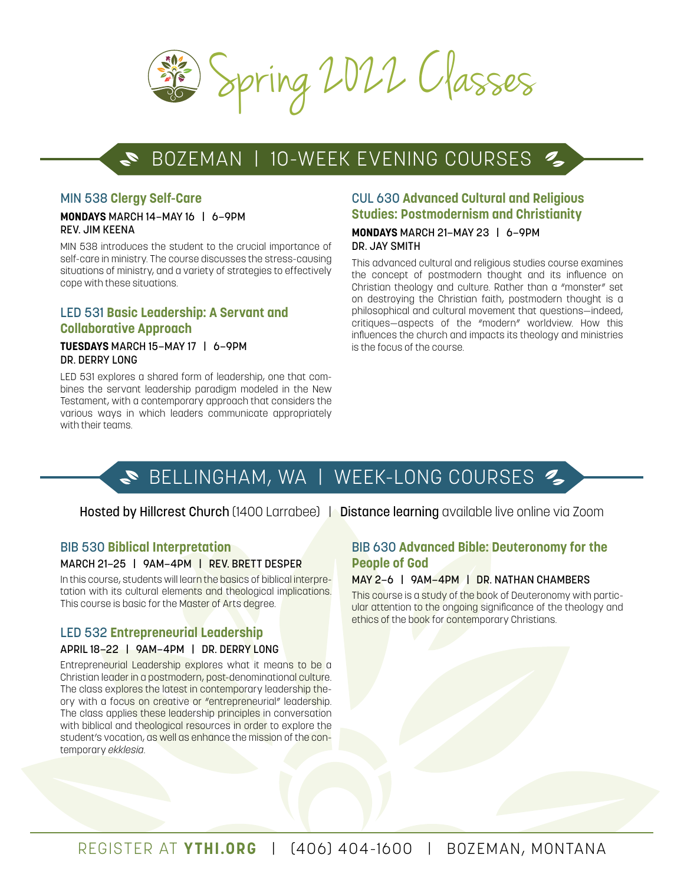# Spring 2022 Classes

## BOZEMAN | 10-WEEK EVENING COURSES

### MIN 538 **Clergy Self-Care**

**MONDAYS** MARCH 14–MAY 16 | 6–9PM
REV. JIM KEENA

MIN 538 introduces the student to the crucial importance of self-care in ministry. The course discusses the stress-causing situations of ministry, and a variety of strategies to effectively cope with these situations.

### LED 531 **Basic Leadership: A Servant and Collaborative Approach**

**TUESDAYS** MARCH 15–MAY 17 | 6–9PM
DR. DERRY LONG

LED 531 explores a shared form of leadership, one that combines the servant leadership paradigm modeled in the New Testament, with a contemporary approach that considers the various ways in which leaders communicate appropriately with their teams.

### CUL 630 **Advanced Cultural and Religious Studies: Postmodernism and Christianity**

**MONDAYS** MARCH 21–MAY 23 | 6–9PM
DR. JAY SMITH

This advanced cultural and religious studies course examines the concept of postmodern thought and its influence on Christian theology and culture. Rather than a "monster" set on destroying the Christian faith, postmodern thought is a philosophical and cultural movement that questions—indeed, critiques—aspects of the "modern" worldview. How this influences the church and impacts its theology and ministries is the focus of the course.

## BELLINGHAM, WA | WEEK-LONG COURSES

Hosted by Hillcrest Church (1400 Larrabee) | Distance learning available live online via Zoom

### BIB 530 **Biblical Interpretation**

MARCH 21–25 | 9AM–4PM | REV. BRETT DESPER

In this course, students will learn the basics of biblical interpretation with its cultural elements and theological implications. This course is basic for the Master of Arts degree.

### LED 532 **Entrepreneurial Leadership**

APRIL 18–22 | 9AM–4PM | DR. DERRY LONG

Entrepreneurial Leadership explores what it means to be a Christian leader in a postmodern, post-denominational culture. The class explores the latest in contemporary leadership theory with a focus on creative or "entrepreneurial" leadership. The class applies these leadership principles in conversation with biblical and theological resources in order to explore the student's vocation, as well as enhance the mission of the contemporary *ekklesia*.

### BIB 630 **Advanced Bible: Deuteronomy for the People of God**

MAY 2–6 | 9AM–4PM | DR. NATHAN CHAMBERS

This course is a study of the book of Deuteronomy with particular attention to the ongoing significance of the theology and ethics of the book for contemporary Christians.

REGISTER AT **YTHI.ORG** | (406) 404-1600 | BOZEMAN, MONTANA